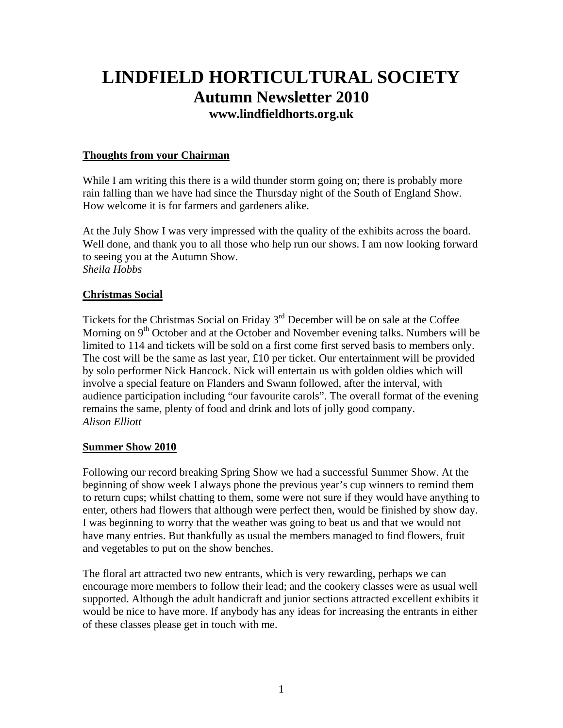# LINDFIELD HORTICULTURAL SOCIETY
## Autumn Newsletter 2010
### www.lindfieldhorts.org.uk

**Thoughts from your Chairman**

While I am writing this there is a wild thunder storm going on; there is probably more rain falling than we have had since the Thursday night of the South of England Show. How welcome it is for farmers and gardeners alike.

At the July Show I was very impressed with the quality of the exhibits across the board. Well done, and thank you to all those who help run our shows. I am now looking forward to seeing you at the Autumn Show.
*Sheila Hobbs*

**Christmas Social**

Tickets for the Christmas Social on Friday 3rd December will be on sale at the Coffee Morning on 9th October and at the October and November evening talks. Numbers will be limited to 114 and tickets will be sold on a first come first served basis to members only. The cost will be the same as last year, £10 per ticket. Our entertainment will be provided by solo performer Nick Hancock. Nick will entertain us with golden oldies which will involve a special feature on Flanders and Swann followed, after the interval, with audience participation including "our favourite carols". The overall format of the evening remains the same, plenty of food and drink and lots of jolly good company.
*Alison Elliott*

**Summer Show 2010**

Following our record breaking Spring Show we had a successful Summer Show. At the beginning of show week I always phone the previous year's cup winners to remind them to return cups; whilst chatting to them, some were not sure if they would have anything to enter, others had flowers that although were perfect then, would be finished by show day. I was beginning to worry that the weather was going to beat us and that we would not have many entries. But thankfully as usual the members managed to find flowers, fruit and vegetables to put on the show benches.

The floral art attracted two new entrants, which is very rewarding, perhaps we can encourage more members to follow their lead; and the cookery classes were as usual well supported. Although the adult handicraft and junior sections attracted excellent exhibits it would be nice to have more. If anybody has any ideas for increasing the entrants in either of these classes please get in touch with me.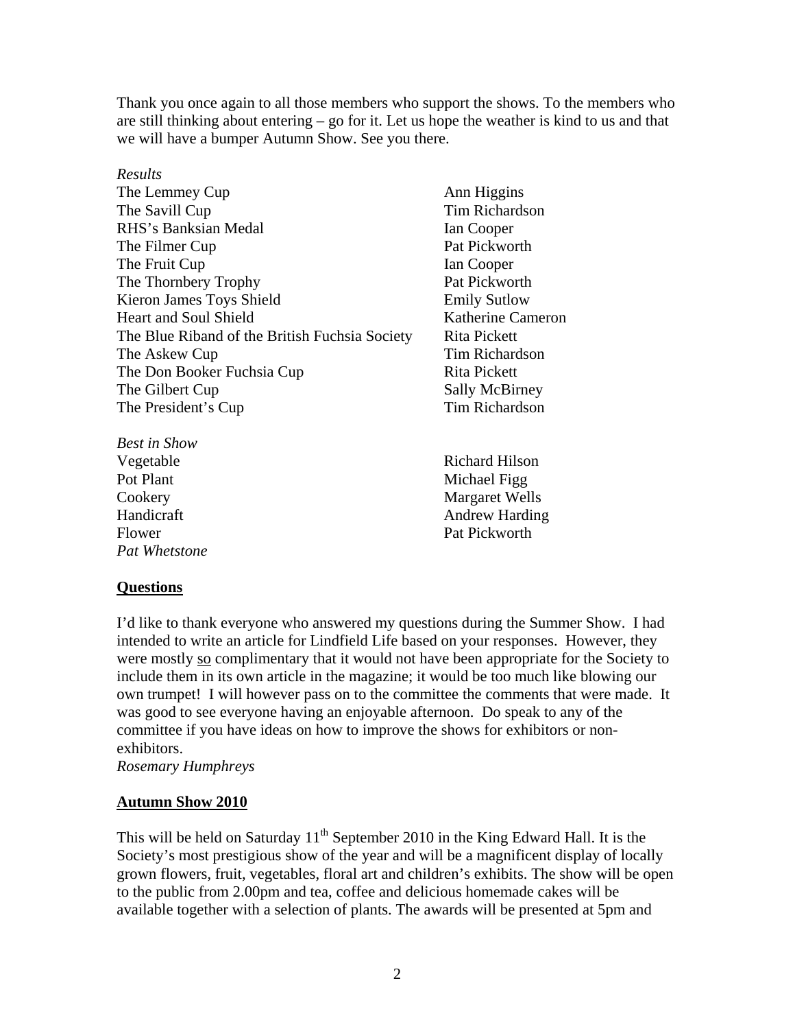Thank you once again to all those members who support the shows. To the members who are still thinking about entering – go for it. Let us hope the weather is kind to us and that we will have a bumper Autumn Show. See you there.

*Results*

| | |
|---|---|
| The Lemmey Cup | Ann Higgins |
| The Savill Cup | Tim Richardson |
| RHS's Banksian Medal | Ian Cooper |
| The Filmer Cup | Pat Pickworth |
| The Fruit Cup | Ian Cooper |
| The Thornbery Trophy | Pat Pickworth |
| Kieron James Toys Shield | Emily Sutlow |
| Heart and Soul Shield | Katherine Cameron |
| The Blue Riband of the British Fuchsia Society | Rita Pickett |
| The Askew Cup | Tim Richardson |
| The Don Booker Fuchsia Cup | Rita Pickett |
| The Gilbert Cup | Sally McBirney |
| The President's Cup | Tim Richardson |

*Best in Show*

| | |
|---|---|
| Vegetable | Richard Hilson |
| Pot Plant | Michael Figg |
| Cookery | Margaret Wells |
| Handicraft | Andrew Harding |
| Flower | Pat Pickworth |

*Pat Whetstone*

## Questions

I'd like to thank everyone who answered my questions during the Summer Show. I had intended to write an article for Lindfield Life based on your responses. However, they were mostly so complimentary that it would not have been appropriate for the Society to include them in its own article in the magazine; it would be too much like blowing our own trumpet! I will however pass on to the committee the comments that were made. It was good to see everyone having an enjoyable afternoon. Do speak to any of the committee if you have ideas on how to improve the shows for exhibitors or non-exhibitors.

*Rosemary Humphreys*

## Autumn Show 2010

This will be held on Saturday 11th September 2010 in the King Edward Hall. It is the Society's most prestigious show of the year and will be a magnificent display of locally grown flowers, fruit, vegetables, floral art and children's exhibits. The show will be open to the public from 2.00pm and tea, coffee and delicious homemade cakes will be available together with a selection of plants. The awards will be presented at 5pm and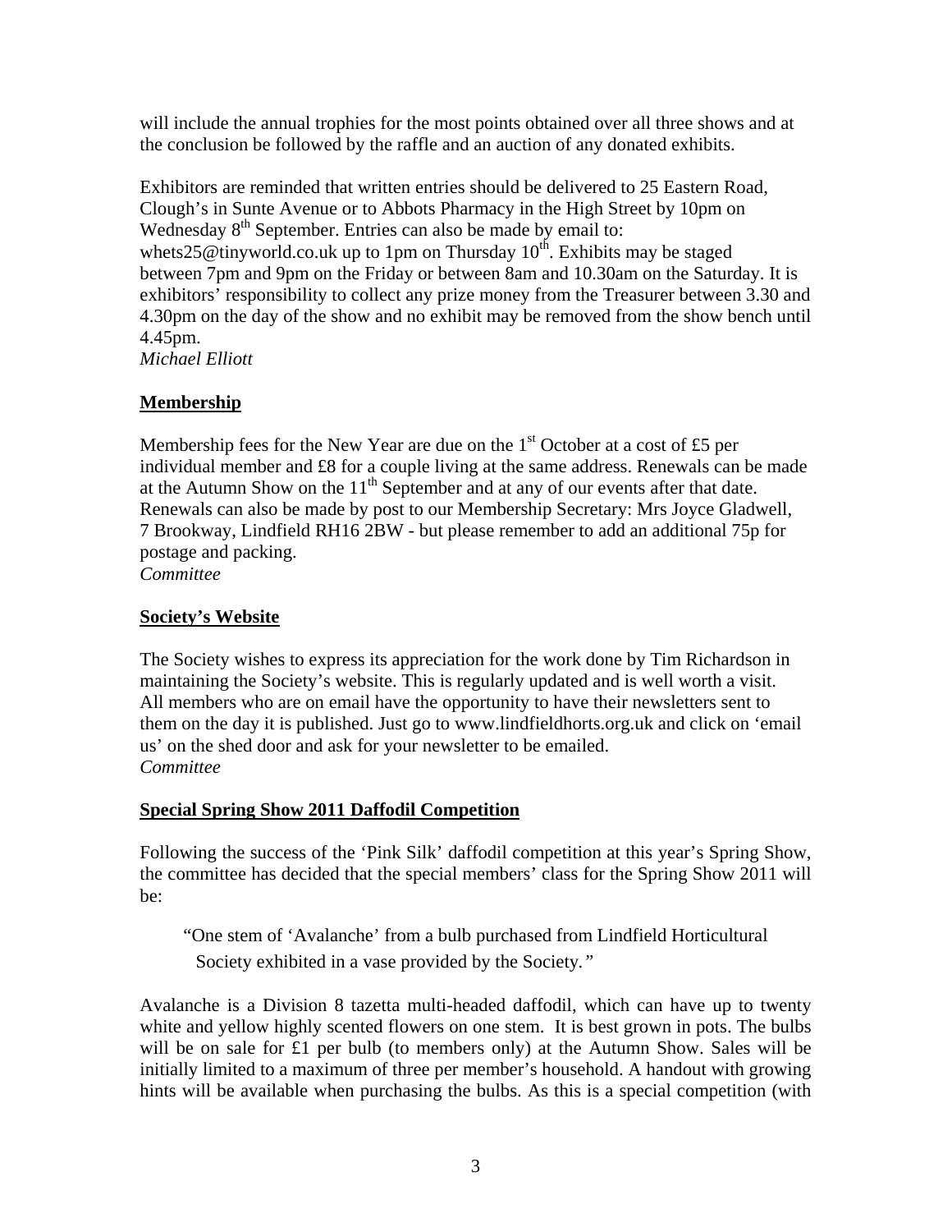will include the annual trophies for the most points obtained over all three shows and at the conclusion be followed by the raffle and an auction of any donated exhibits.

Exhibitors are reminded that written entries should be delivered to 25 Eastern Road, Clough's in Sunte Avenue or to Abbots Pharmacy in the High Street by 10pm on Wednesday 8th September. Entries can also be made by email to: whets25@tinyworld.co.uk up to 1pm on Thursday 10th. Exhibits may be staged between 7pm and 9pm on the Friday or between 8am and 10.30am on the Saturday. It is exhibitors' responsibility to collect any prize money from the Treasurer between 3.30 and 4.30pm on the day of the show and no exhibit may be removed from the show bench until 4.45pm.
*Michael Elliott*

## Membership

Membership fees for the New Year are due on the 1st October at a cost of £5 per individual member and £8 for a couple living at the same address. Renewals can be made at the Autumn Show on the 11th September and at any of our events after that date. Renewals can also be made by post to our Membership Secretary: Mrs Joyce Gladwell, 7 Brookway, Lindfield RH16 2BW - but please remember to add an additional 75p for postage and packing.
*Committee*

## Society's Website

The Society wishes to express its appreciation for the work done by Tim Richardson in maintaining the Society's website. This is regularly updated and is well worth a visit. All members who are on email have the opportunity to have their newsletters sent to them on the day it is published. Just go to www.lindfieldhorts.org.uk and click on 'email us' on the shed door and ask for your newsletter to be emailed.
*Committee*

## Special Spring Show 2011 Daffodil Competition

Following the success of the 'Pink Silk' daffodil competition at this year's Spring Show, the committee has decided that the special members' class for the Spring Show 2011 will be:

> "One stem of 'Avalanche' from a bulb purchased from Lindfield Horticultural Society exhibited in a vase provided by the Society."

Avalanche is a Division 8 tazetta multi-headed daffodil, which can have up to twenty white and yellow highly scented flowers on one stem. It is best grown in pots. The bulbs will be on sale for £1 per bulb (to members only) at the Autumn Show. Sales will be initially limited to a maximum of three per member's household. A handout with growing hints will be available when purchasing the bulbs. As this is a special competition (with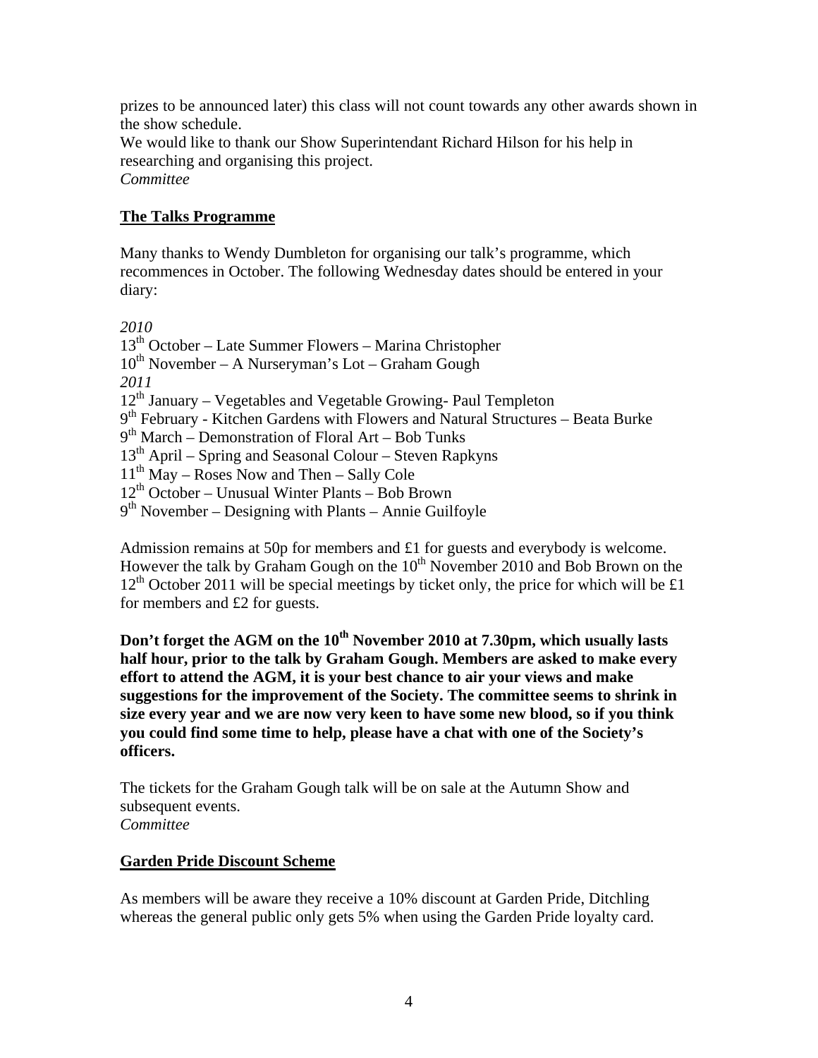prizes to be announced later) this class will not count towards any other awards shown in the show schedule.
We would like to thank our Show Superintendant Richard Hilson for his help in researching and organising this project.
*Committee*

## The Talks Programme

Many thanks to Wendy Dumbleton for organising our talk's programme, which recommences in October. The following Wednesday dates should be entered in your diary:

*2010*
13th October – Late Summer Flowers – Marina Christopher
10th November – A Nurseryman's Lot – Graham Gough
*2011*
12th January – Vegetables and Vegetable Growing- Paul Templeton
9th February - Kitchen Gardens with Flowers and Natural Structures – Beata Burke
9th March – Demonstration of Floral Art – Bob Tunks
13th April – Spring and Seasonal Colour – Steven Rapkyns
11th May – Roses Now and Then – Sally Cole
12th October – Unusual Winter Plants – Bob Brown
9th November – Designing with Plants – Annie Guilfoyle

Admission remains at 50p for members and £1 for guests and everybody is welcome. However the talk by Graham Gough on the 10th November 2010 and Bob Brown on the 12th October 2011 will be special meetings by ticket only, the price for which will be £1 for members and £2 for guests.

**Don't forget the AGM on the 10th November 2010 at 7.30pm, which usually lasts half hour, prior to the talk by Graham Gough. Members are asked to make every effort to attend the AGM, it is your best chance to air your views and make suggestions for the improvement of the Society. The committee seems to shrink in size every year and we are now very keen to have some new blood, so if you think you could find some time to help, please have a chat with one of the Society's officers.**

The tickets for the Graham Gough talk will be on sale at the Autumn Show and subsequent events.
*Committee*

## Garden Pride Discount Scheme

As members will be aware they receive a 10% discount at Garden Pride, Ditchling whereas the general public only gets 5% when using the Garden Pride loyalty card.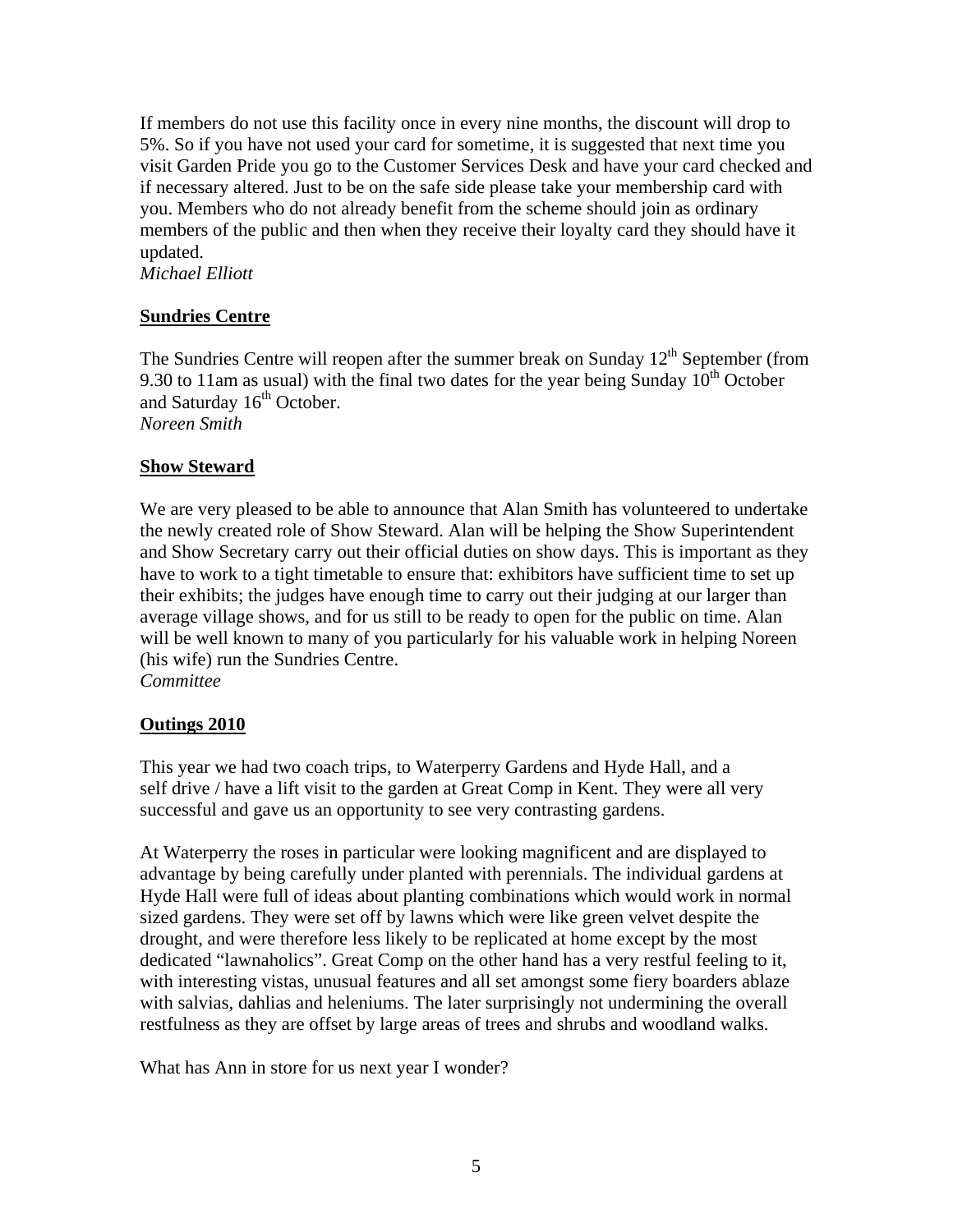If members do not use this facility once in every nine months, the discount will drop to 5%. So if you have not used your card for sometime, it is suggested that next time you visit Garden Pride you go to the Customer Services Desk and have your card checked and if necessary altered. Just to be on the safe side please take your membership card with you. Members who do not already benefit from the scheme should join as ordinary members of the public and then when they receive their loyalty card they should have it updated.
*Michael Elliott*

**Sundries Centre**

The Sundries Centre will reopen after the summer break on Sunday 12th September (from 9.30 to 11am as usual) with the final two dates for the year being Sunday 10th October and Saturday 16th October.
*Noreen Smith*

**Show Steward**

We are very pleased to be able to announce that Alan Smith has volunteered to undertake the newly created role of Show Steward. Alan will be helping the Show Superintendent and Show Secretary carry out their official duties on show days. This is important as they have to work to a tight timetable to ensure that: exhibitors have sufficient time to set up their exhibits; the judges have enough time to carry out their judging at our larger than average village shows, and for us still to be ready to open for the public on time. Alan will be well known to many of you particularly for his valuable work in helping Noreen (his wife) run the Sundries Centre.
*Committee*

**Outings 2010**

This year we had two coach trips, to Waterperry Gardens and Hyde Hall, and a self drive / have a lift visit to the garden at Great Comp in Kent. They were all very successful and gave us an opportunity to see very contrasting gardens.

At Waterperry the roses in particular were looking magnificent and are displayed to advantage by being carefully under planted with perennials. The individual gardens at Hyde Hall were full of ideas about planting combinations which would work in normal sized gardens. They were set off by lawns which were like green velvet despite the drought, and were therefore less likely to be replicated at home except by the most dedicated "lawnaholics". Great Comp on the other hand has a very restful feeling to it, with interesting vistas, unusual features and all set amongst some fiery boarders ablaze with salvias, dahlias and heleniums. The later surprisingly not undermining the overall restfulness as they are offset by large areas of trees and shrubs and woodland walks.

What has Ann in store for us next year I wonder?